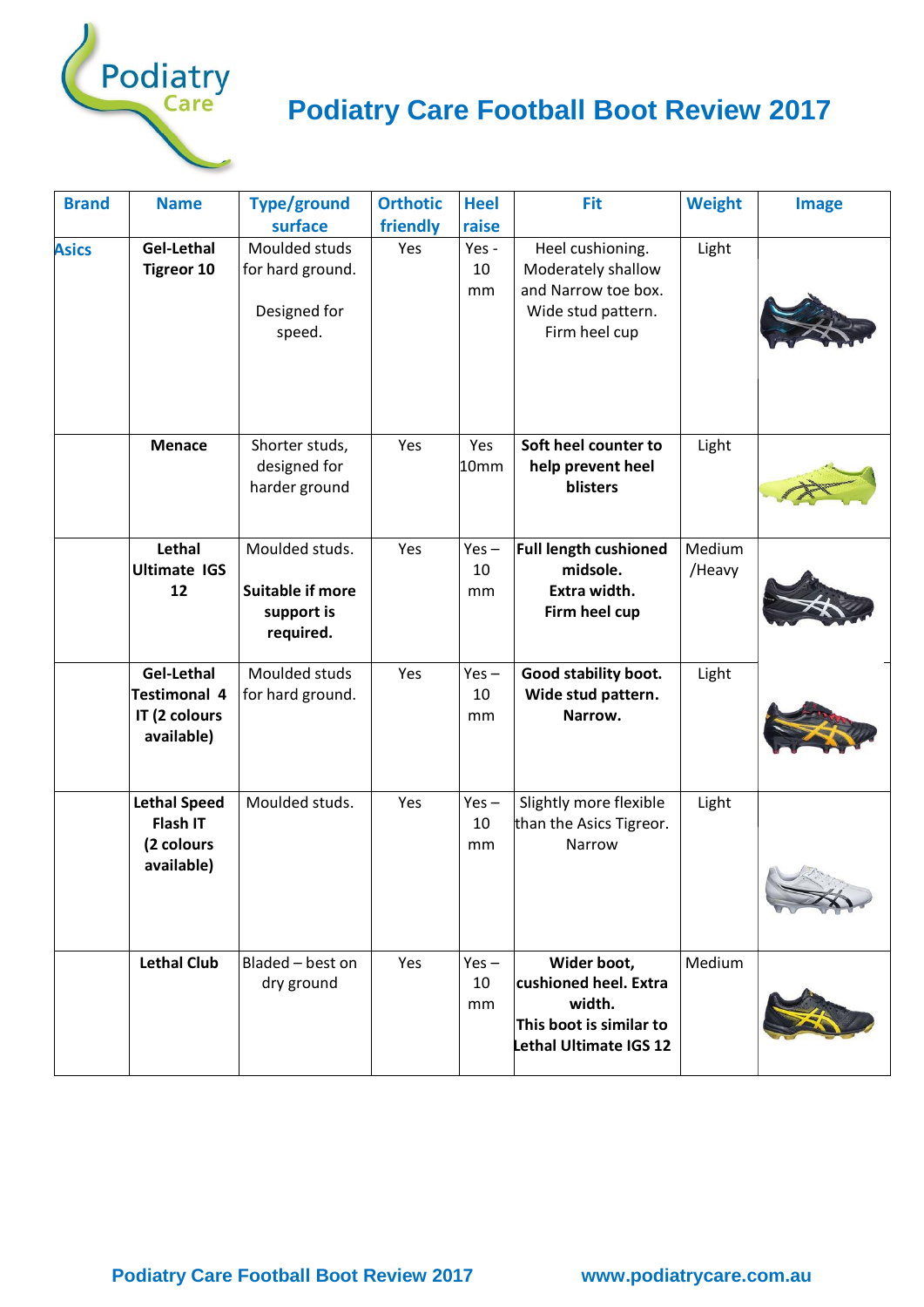# Podiatry Care Football Boot Review 2017

| Brand | Name | Type/ground surface | Orthotic friendly | Heel raise | Fit | Weight | Image |
|---|---|---|---|---|---|---|---|
| Asics | **Gel-Lethal Tigreor 10** | Moulded studs for hard ground. Designed for speed. | Yes | Yes - 10 mm | Heel cushioning. Moderately shallow and Narrow toe box. Wide stud pattern. Firm heel cup | Light | |
| | **Menace** | Shorter studs, designed for harder ground | Yes | Yes 10mm | **Soft heel counter to help prevent heel blisters** | Light | |
| | **Lethal Ultimate IGS 12** | Moulded studs. **Suitable if more support is required.** | Yes | Yes – 10 mm | **Full length cushioned midsole. Extra width. Firm heel cup** | Medium /Heavy | |
| | **Gel-Lethal Testimonal 4 IT (2 colours available)** | Moulded studs for hard ground. | Yes | Yes – 10 mm | **Good stability boot. Wide stud pattern. Narrow.** | Light | |
| | **Lethal Speed Flash IT (2 colours available)** | Moulded studs. | Yes | Yes – 10 mm | Slightly more flexible than the Asics Tigreor. Narrow | Light | |
| | **Lethal Club** | Bladed – best on dry ground | Yes | Yes – 10 mm | **Wider boot, cushioned heel. Extra width. This boot is similar to Lethal Ultimate IGS 12** | Medium | |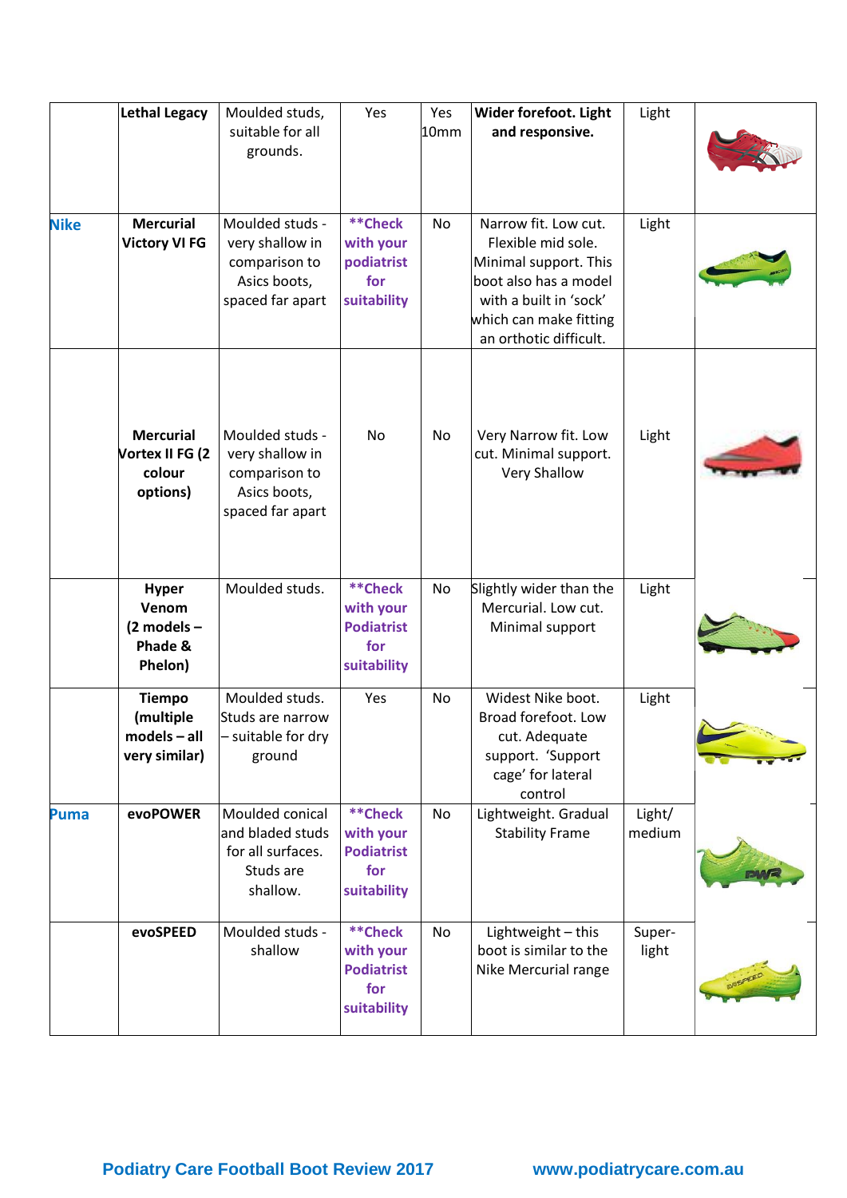|  |  |  |  |  |  |  |  |
|---|---|---|---|---|---|---|---|
|  | **Lethal Legacy** | Moulded studs, suitable for all grounds. | Yes | Yes 10mm | **Wider forefoot. Light and responsive.** | Light |  |
| **Nike** | **Mercurial Victory VI FG** | Moulded studs - very shallow in comparison to Asics boots, spaced far apart | **\*\*Check with your podiatrist for suitability** | No | Narrow fit. Low cut. Flexible mid sole. Minimal support. This boot also has a model with a built in 'sock' which can make fitting an orthotic difficult. | Light |  |
|  | **Mercurial Vortex II FG (2 colour options)** | Moulded studs - very shallow in comparison to Asics boots, spaced far apart | No | No | Very Narrow fit. Low cut. Minimal support. Very Shallow | Light |  |
|  | **Hyper Venom (2 models – Phade & Phelon)** | Moulded studs. | **\*\*Check with your Podiatrist for suitability** | No | Slightly wider than the Mercurial. Low cut. Minimal support | Light |  |
|  | **Tiempo (multiple models – all very similar)** | Moulded studs. Studs are narrow – suitable for dry ground | Yes | No | Widest Nike boot. Broad forefoot. Low cut. Adequate support. 'Support cage' for lateral control | Light |  |
| **Puma** | **evoPOWER** | Moulded conical and bladed studs for all surfaces. Studs are shallow. | **\*\*Check with your Podiatrist for suitability** | No | Lightweight. Gradual Stability Frame | Light/ medium |  |
|  | **evoSPEED** | Moulded studs - shallow | **\*\*Check with your Podiatrist for suitability** | No | Lightweight – this boot is similar to the Nike Mercurial range | Super-light |  |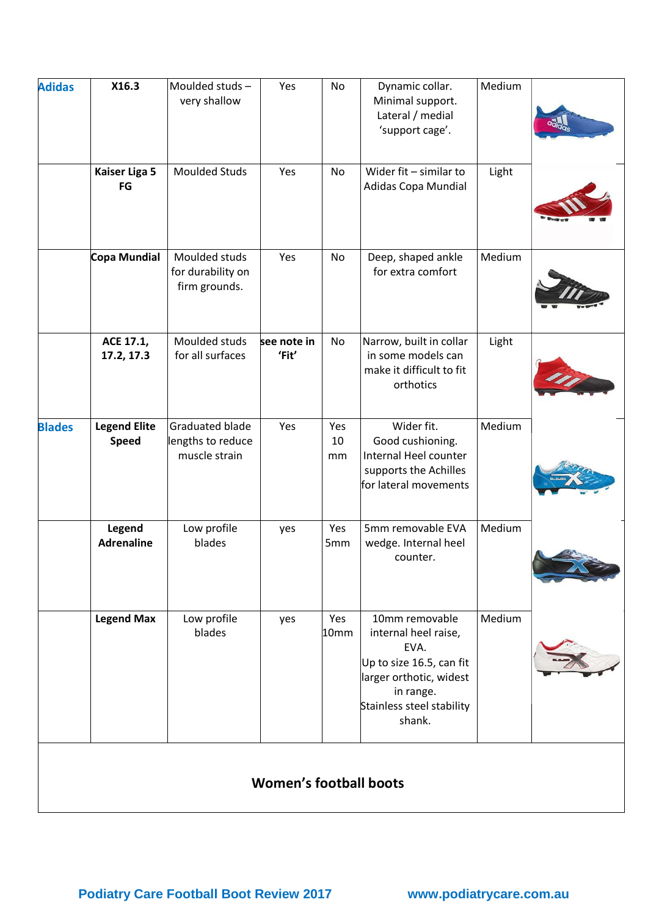| | | | | | | | |
|---|---|---|---|---|---|---|---|
| **Adidas** | **X16.3** | Moulded studs – very shallow | Yes | No | Dynamic collar. Minimal support. Lateral / medial 'support cage'. | Medium | |
| | **Kaiser Liga 5 FG** | Moulded Studs | Yes | No | Wider fit – similar to Adidas Copa Mundial | Light | |
| | **Copa Mundial** | Moulded studs for durability on firm grounds. | Yes | No | Deep, shaped ankle for extra comfort | Medium | |
| | **ACE 17.1, 17.2, 17.3** | Moulded studs for all surfaces | **see note in 'Fit'** | No | Narrow, built in collar in some models can make it difficult to fit orthotics | Light | |
| **Blades** | **Legend Elite Speed** | Graduated blade lengths to reduce muscle strain | Yes | Yes 10 mm | Wider fit. Good cushioning. Internal Heel counter supports the Achilles for lateral movements | Medium | |
| | **Legend Adrenaline** | Low profile blades | yes | Yes 5mm | 5mm removable EVA wedge. Internal heel counter. | Medium | |
| | **Legend Max** | Low profile blades | yes | Yes 10mm | 10mm removable internal heel raise, EVA. Up to size 16.5, can fit larger orthotic, widest in range. Stainless steel stability shank. | Medium | |

## Women's football boots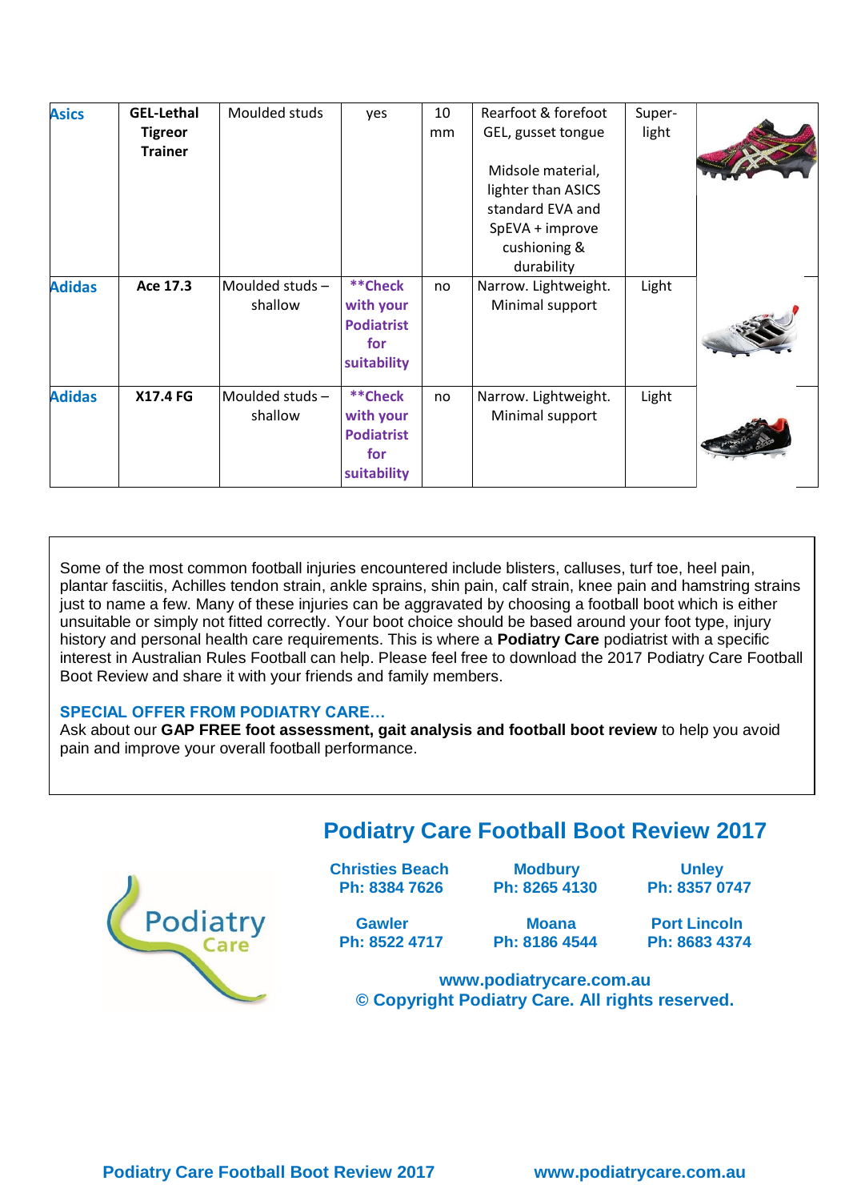| | | | | | | | |
|---|---|---|---|---|---|---|---|
| **Asics** | **GEL-Lethal Tigreor Trainer** | Moulded studs | yes | 10 mm | Rearfoot & forefoot GEL, gusset tongue<br><br>Midsole material, lighter than ASICS standard EVA and SpEVA + improve cushioning & durability | Super-light | |
| **Adidas** | **Ace 17.3** | Moulded studs – shallow | **\*\*Check with your Podiatrist for suitability** | no | Narrow. Lightweight. Minimal support | Light | |
| **Adidas** | **X17.4 FG** | Moulded studs – shallow | **\*\*Check with your Podiatrist for suitability** | no | Narrow. Lightweight. Minimal support | Light | |

Some of the most common football injuries encountered include blisters, calluses, turf toe, heel pain, plantar fasciitis, Achilles tendon strain, ankle sprains, shin pain, calf strain, knee pain and hamstring strains just to name a few. Many of these injuries can be aggravated by choosing a football boot which is either unsuitable or simply not fitted correctly. Your boot choice should be based around your foot type, injury history and personal health care requirements. This is where a **Podiatry Care** podiatrist with a specific interest in Australian Rules Football can help. Please feel free to download the 2017 Podiatry Care Football Boot Review and share it with your friends and family members.

**SPECIAL OFFER FROM PODIATRY CARE…**

Ask about our **GAP FREE foot assessment, gait analysis and football boot review** to help you avoid pain and improve your overall football performance.

## Podiatry Care Football Boot Review 2017

**Christies Beach**
**Ph: 8384 7626**

**Modbury**
**Ph: 8265 4130**

**Unley**
**Ph: 8357 0747**

**Gawler**
**Ph: 8522 4717**

**Moana**
**Ph: 8186 4544**

**Port Lincoln**
**Ph: 8683 4374**

**www.podiatrycare.com.au**
**© Copyright Podiatry Care. All rights reserved.**